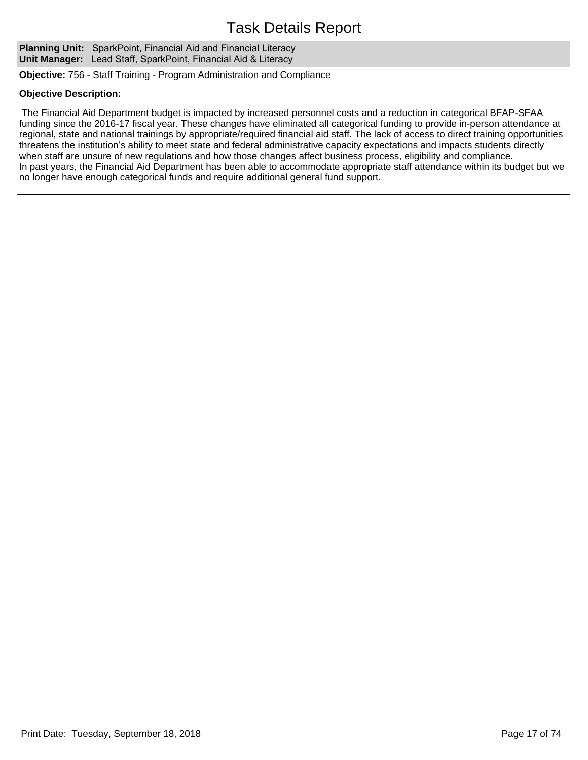# Task Details Report

**Planning Unit:** SparkPoint, Financial Aid and Financial Literacy
**Unit Manager:** Lead Staff, SparkPoint, Financial Aid & Literacy

**Objective:** 756 - Staff Training - Program Administration and Compliance

**Objective Description:**

The Financial Aid Department budget is impacted by increased personnel costs and a reduction in categorical BFAP-SFAA funding since the 2016-17 fiscal year. These changes have eliminated all categorical funding to provide in-person attendance at regional, state and national trainings by appropriate/required financial aid staff. The lack of access to direct training opportunities threatens the institution's ability to meet state and federal administrative capacity expectations and impacts students directly when staff are unsure of new regulations and how those changes affect business process, eligibility and compliance.
In past years, the Financial Aid Department has been able to accommodate appropriate staff attendance within its budget but we no longer have enough categorical funds and require additional general fund support.

---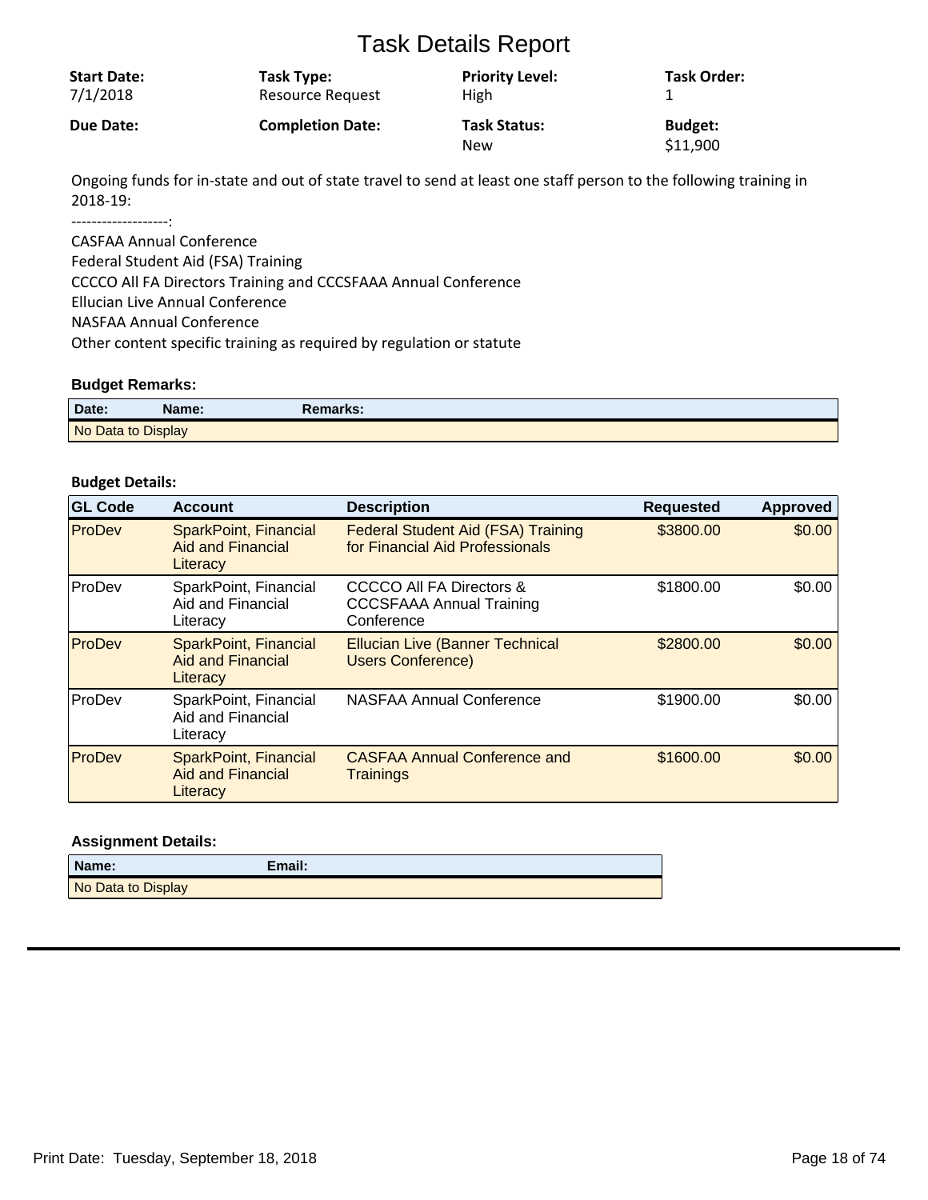# Task Details Report

| **Start Date:** | **Task Type:** | **Priority Level:** | **Task Order:** |
|---|---|---|---|
| 7/1/2018 | Resource Request | High | 1 |
| **Due Date:** | **Completion Date:** | **Task Status:** | **Budget:** |
| | | New | $11,900 |

Ongoing funds for in-state and out of state travel to send at least one staff person to the following training in 2018-19:

-------------------:

CASFAA Annual Conference
Federal Student Aid (FSA) Training
CCCCO All FA Directors Training and CCCSFAAA Annual Conference
Ellucian Live Annual Conference
NASFAA Annual Conference
Other content specific training as required by regulation or statute

### Budget Remarks:

| Date: | Name: | Remarks: |
|---|---|---|
| No Data to Display | | |

### Budget Details:

| GL Code | Account | Description | Requested | Approved |
|---|---|---|---|---|
| ProDev | SparkPoint, Financial Aid and Financial Literacy | Federal Student Aid (FSA) Training for Financial Aid Professionals | $3800.00 | $0.00 |
| ProDev | SparkPoint, Financial Aid and Financial Literacy | CCCCO All FA Directors & CCCSFAAA Annual Training Conference | $1800.00 | $0.00 |
| ProDev | SparkPoint, Financial Aid and Financial Literacy | Ellucian Live (Banner Technical Users Conference) | $2800.00 | $0.00 |
| ProDev | SparkPoint, Financial Aid and Financial Literacy | NASFAA Annual Conference | $1900.00 | $0.00 |
| ProDev | SparkPoint, Financial Aid and Financial Literacy | CASFAA Annual Conference and Trainings | $1600.00 | $0.00 |

### Assignment Details:

| Name: | Email: |
|---|---|
| No Data to Display | |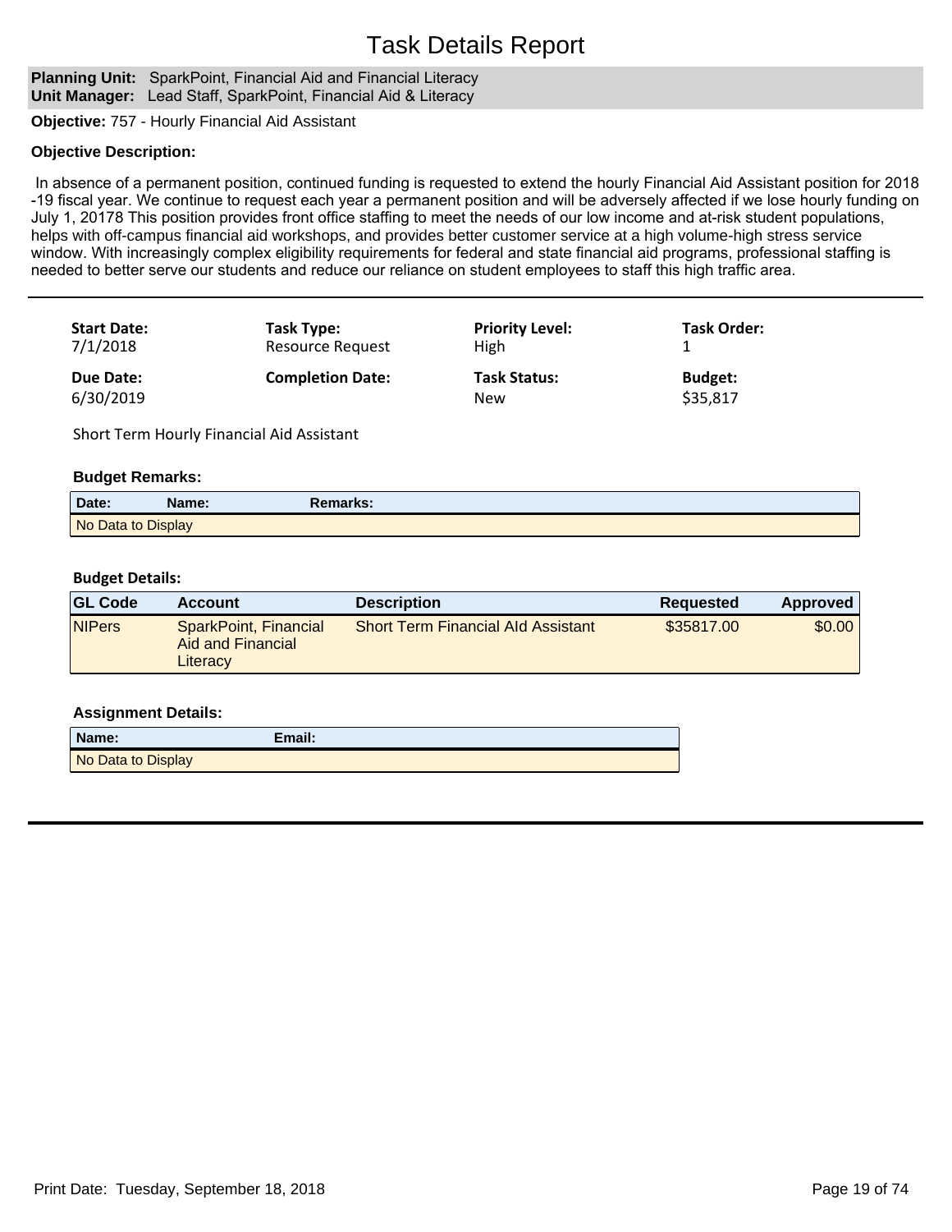# Task Details Report

**Planning Unit:** SparkPoint, Financial Aid and Financial Literacy
**Unit Manager:** Lead Staff, SparkPoint, Financial Aid & Literacy

**Objective:** 757 - Hourly Financial Aid Assistant

**Objective Description:**

In absence of a permanent position, continued funding is requested to extend the hourly Financial Aid Assistant position for 2018 -19 fiscal year. We continue to request each year a permanent position and will be adversely affected if we lose hourly funding on July 1, 20178 This position provides front office staffing to meet the needs of our low income and at-risk student populations, helps with off-campus financial aid workshops, and provides better customer service at a high volume-high stress service window. With increasingly complex eligibility requirements for federal and state financial aid programs, professional staffing is needed to better serve our students and reduce our reliance on student employees to staff this high traffic area.

---

| Start Date: | Task Type: | Priority Level: | Task Order: |
|---|---|---|---|
| 7/1/2018 | Resource Request | High | 1 |
| **Due Date:** | **Completion Date:** | **Task Status:** | **Budget:** |
| 6/30/2019 | | New | $35,817 |

Short Term Hourly Financial Aid Assistant

**Budget Remarks:**

| Date: | Name: | Remarks: |
|---|---|---|
| No Data to Display | | |

**Budget Details:**

| GL Code | Account | Description | Requested | Approved |
|---|---|---|---|---|
| NIPers | SparkPoint, Financial Aid and Financial Literacy | Short Term Financial AId Assistant | $35817.00 | $0.00 |

**Assignment Details:**

| Name: | Email: |
|---|---|
| No Data to Display | |

---

Print Date: Tuesday, September 18, 2018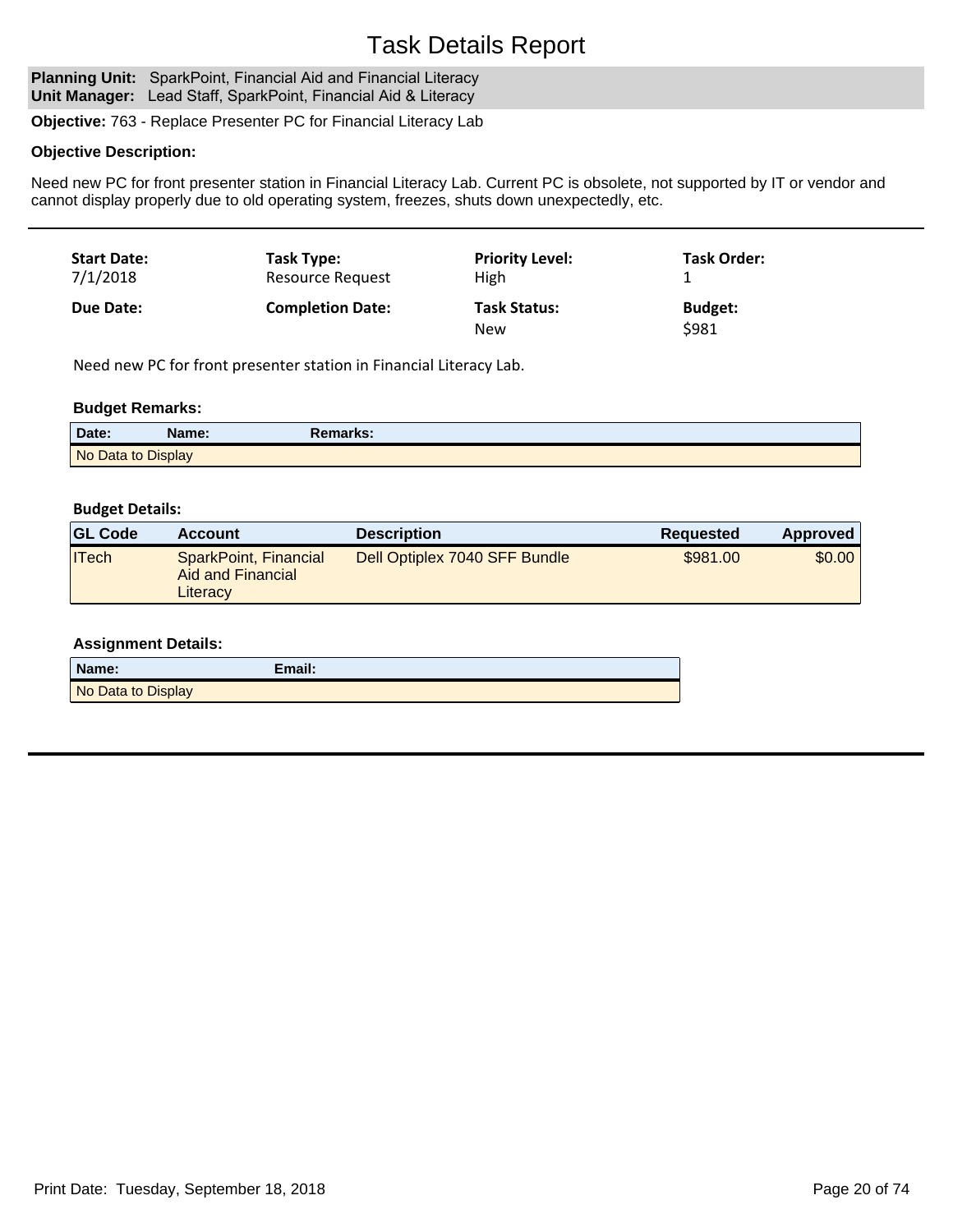# Task Details Report

**Planning Unit:** SparkPoint, Financial Aid and Financial Literacy
**Unit Manager:** Lead Staff, SparkPoint, Financial Aid & Literacy

**Objective:** 763 - Replace Presenter PC for Financial Literacy Lab

**Objective Description:**

Need new PC for front presenter station in Financial Literacy Lab. Current PC is obsolete, not supported by IT or vendor and cannot display properly due to old operating system, freezes, shuts down unexpectedly, etc.

---

| **Start Date:** | **Task Type:** | **Priority Level:** | **Task Order:** |
|---|---|---|---|
| 7/1/2018 | Resource Request | High | 1 |
| **Due Date:** | **Completion Date:** | **Task Status:** | **Budget:** |
| | | New | $981 |

Need new PC for front presenter station in Financial Literacy Lab.

**Budget Remarks:**

| Date: | Name: | Remarks: |
|---|---|---|
| No Data to Display | | |

**Budget Details:**

| GL Code | Account | Description | Requested | Approved |
|---|---|---|---|---|
| ITech | SparkPoint, Financial Aid and Financial Literacy | Dell Optiplex 7040 SFF Bundle | $981.00 | $0.00 |

**Assignment Details:**

| Name: | Email: |
|---|---|
| No Data to Display | |

---

Print Date: Tuesday, September 18, 2018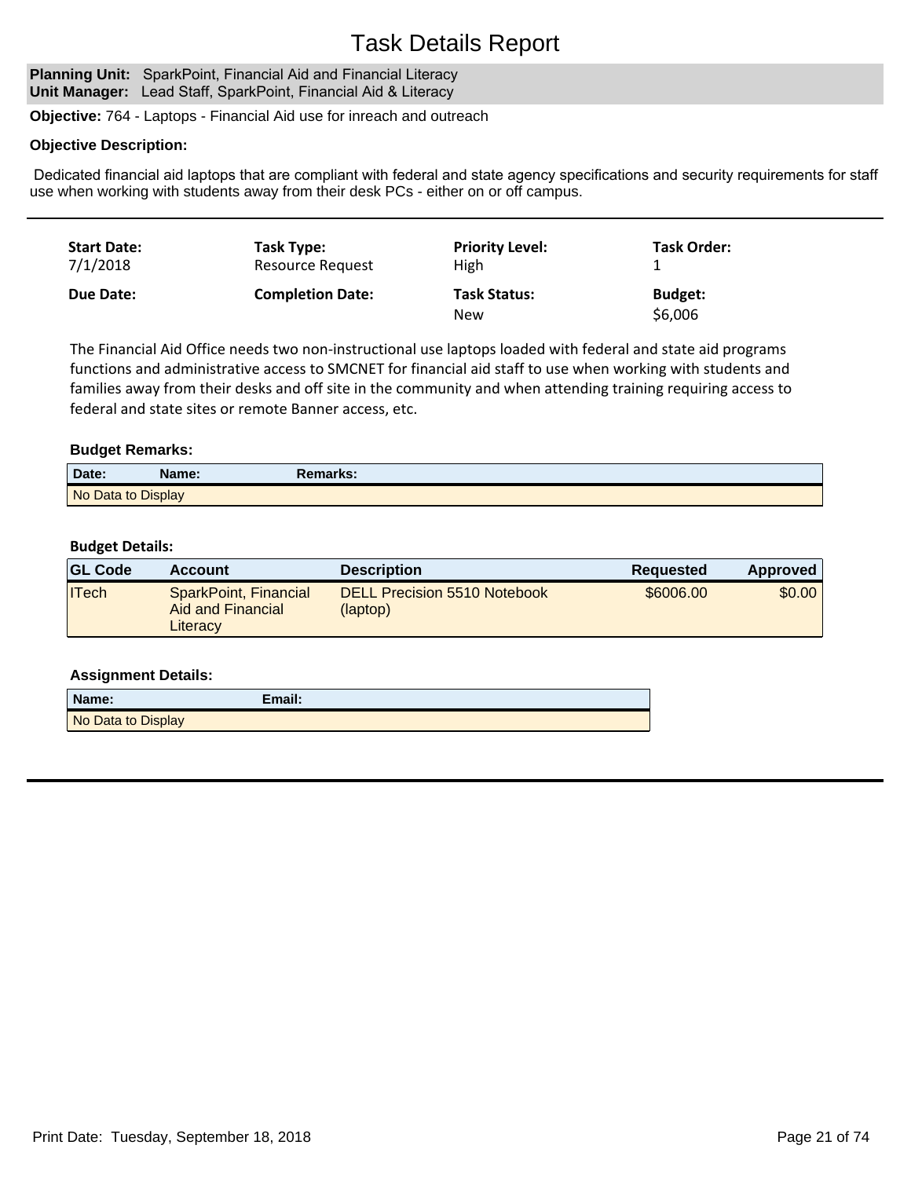# Task Details Report

**Planning Unit:** SparkPoint, Financial Aid and Financial Literacy
**Unit Manager:** Lead Staff, SparkPoint, Financial Aid & Literacy

**Objective:** 764 - Laptops - Financial Aid use for inreach and outreach

**Objective Description:**

Dedicated financial aid laptops that are compliant with federal and state agency specifications and security requirements for staff use when working with students away from their desk PCs - either on or off campus.

---

| **Start Date:** | **Task Type:** | **Priority Level:** | **Task Order:** |
|---|---|---|---|
| 7/1/2018 | Resource Request | High | 1 |
| **Due Date:** | **Completion Date:** | **Task Status:** | **Budget:** |
| | | New | $6,006 |

The Financial Aid Office needs two non-instructional use laptops loaded with federal and state aid programs functions and administrative access to SMCNET for financial aid staff to use when working with students and families away from their desks and off site in the community and when attending training requiring access to federal and state sites or remote Banner access, etc.

**Budget Remarks:**

| Date: | Name: | Remarks: |
|---|---|---|
| No Data to Display | | |

**Budget Details:**

| GL Code | Account | Description | Requested | Approved |
|---|---|---|---|---|
| ITech | SparkPoint, Financial Aid and Financial Literacy | DELL Precision 5510 Notebook (laptop) | $6006.00 | $0.00 |

**Assignment Details:**

| Name: | Email: |
|---|---|
| No Data to Display | |

---

Print Date: Tuesday, September 18, 2018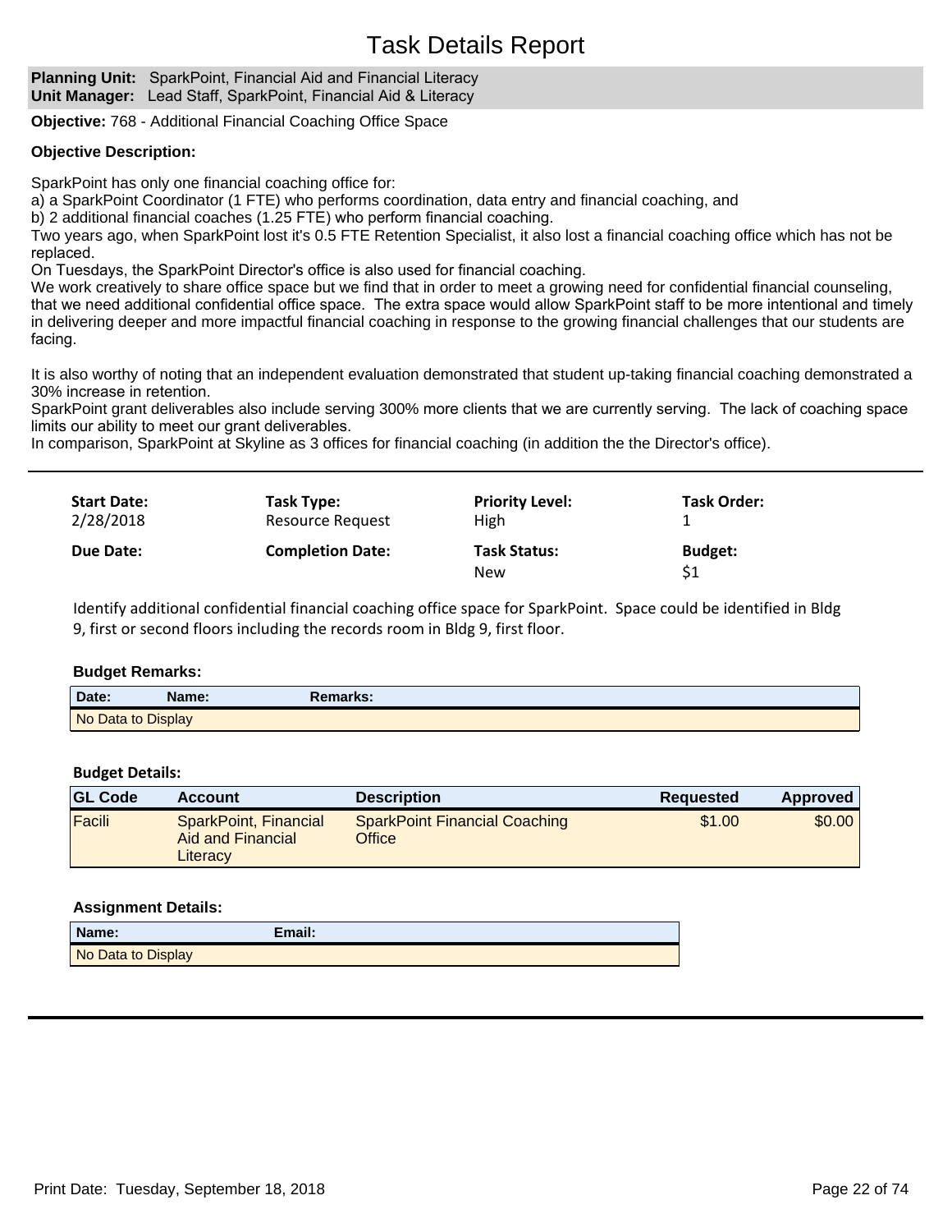# Task Details Report

**Planning Unit:** SparkPoint, Financial Aid and Financial Literacy
**Unit Manager:** Lead Staff, SparkPoint, Financial Aid & Literacy

**Objective:** 768 - Additional Financial Coaching Office Space

**Objective Description:**

SparkPoint has only one financial coaching office for:
a) a SparkPoint Coordinator (1 FTE) who performs coordination, data entry and financial coaching, and
b) 2 additional financial coaches (1.25 FTE) who perform financial coaching.
Two years ago, when SparkPoint lost it's 0.5 FTE Retention Specialist, it also lost a financial coaching office which has not be replaced.
On Tuesdays, the SparkPoint Director's office is also used for financial coaching.
We work creatively to share office space but we find that in order to meet a growing need for confidential financial counseling, that we need additional confidential office space. The extra space would allow SparkPoint staff to be more intentional and timely in delivering deeper and more impactful financial coaching in response to the growing financial challenges that our students are facing.

It is also worthy of noting that an independent evaluation demonstrated that student up-taking financial coaching demonstrated a 30% increase in retention.
SparkPoint grant deliverables also include serving 300% more clients that we are currently serving. The lack of coaching space limits our ability to meet our grant deliverables.
In comparison, SparkPoint at Skyline as 3 offices for financial coaching (in addition the the Director's office).

---

| Start Date: | Task Type: | Priority Level: | Task Order: |
|---|---|---|---|
| 2/28/2018 | Resource Request | High | 1 |
| **Due Date:** | **Completion Date:** | **Task Status:** | **Budget:** |
| | | New | $1 |

Identify additional confidential financial coaching office space for SparkPoint. Space could be identified in Bldg 9, first or second floors including the records room in Bldg 9, first floor.

**Budget Remarks:**

| Date: | Name: | Remarks: |
|---|---|---|
| No Data to Display | | |

**Budget Details:**

| GL Code | Account | Description | Requested | Approved |
|---|---|---|---|---|
| Facili | SparkPoint, Financial Aid and Financial Literacy | SparkPoint Financial Coaching Office | $1.00 | $0.00 |

**Assignment Details:**

| Name: | Email: |
|---|---|
| No Data to Display | |

---

Print Date: Tuesday, September 18, 2018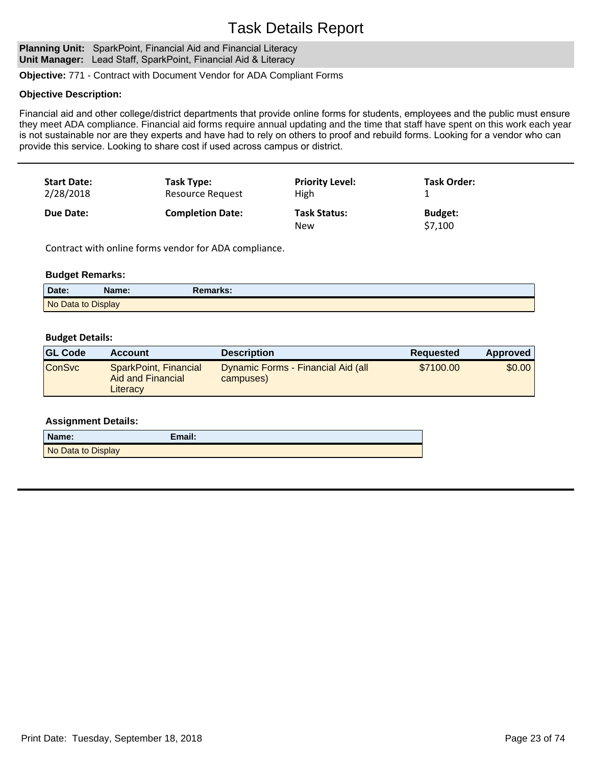# Task Details Report

**Planning Unit:** SparkPoint, Financial Aid and Financial Literacy
**Unit Manager:** Lead Staff, SparkPoint, Financial Aid & Literacy

**Objective:** 771 - Contract with Document Vendor for ADA Compliant Forms

**Objective Description:**

Financial aid and other college/district departments that provide online forms for students, employees and the public must ensure they meet ADA compliance. Financial aid forms require annual updating and the time that staff have spent on this work each year is not sustainable nor are they experts and have had to rely on others to proof and rebuild forms. Looking for a vendor who can provide this service. Looking to share cost if used across campus or district.

---

| **Start Date:** | **Task Type:** | **Priority Level:** | **Task Order:** |
|---|---|---|---|
| 2/28/2018 | Resource Request | High | 1 |
| **Due Date:** | **Completion Date:** | **Task Status:** | **Budget:** |
| | | New | $7,100 |

Contract with online forms vendor for ADA compliance.

**Budget Remarks:**

| Date: | Name: | Remarks: |
|---|---|---|
| No Data to Display | | |

**Budget Details:**

| GL Code | Account | Description | Requested | Approved |
|---|---|---|---|---|
| ConSvc | SparkPoint, Financial Aid and Financial Literacy | Dynamic Forms - Financial Aid (all campuses) | $7100.00 | $0.00 |

**Assignment Details:**

| Name: | Email: |
|---|---|
| No Data to Display | |

---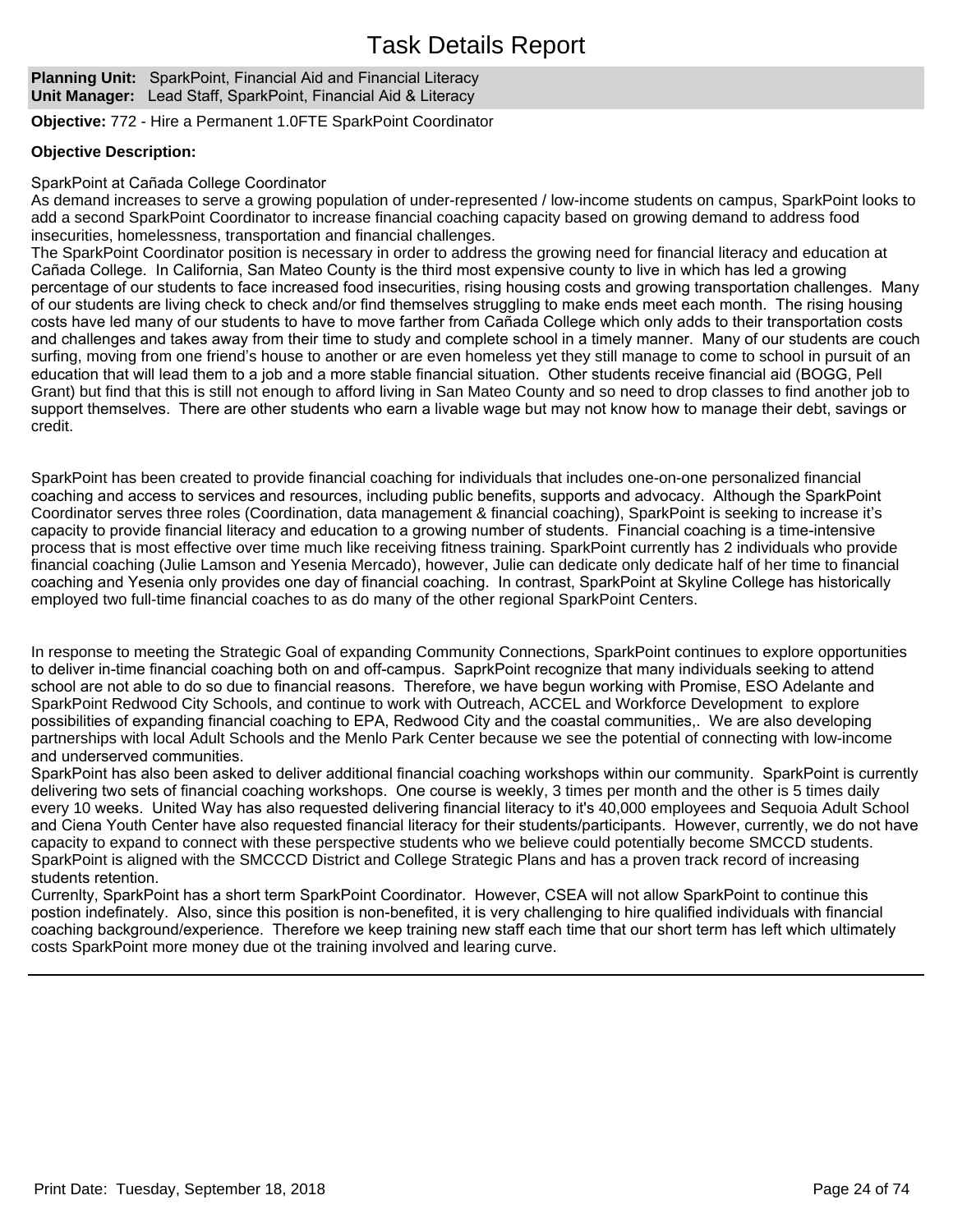# Task Details Report

**Planning Unit:** SparkPoint, Financial Aid and Financial Literacy
**Unit Manager:** Lead Staff, SparkPoint, Financial Aid & Literacy

**Objective:** 772 - Hire a Permanent 1.0FTE SparkPoint Coordinator

**Objective Description:**

SparkPoint at Cañada College Coordinator
As demand increases to serve a growing population of under-represented / low-income students on campus, SparkPoint looks to add a second SparkPoint Coordinator to increase financial coaching capacity based on growing demand to address food insecurities, homelessness, transportation and financial challenges.
The SparkPoint Coordinator position is necessary in order to address the growing need for financial literacy and education at Cañada College. In California, San Mateo County is the third most expensive county to live in which has led a growing percentage of our students to face increased food insecurities, rising housing costs and growing transportation challenges. Many of our students are living check to check and/or find themselves struggling to make ends meet each month. The rising housing costs have led many of our students to have to move farther from Cañada College which only adds to their transportation costs and challenges and takes away from their time to study and complete school in a timely manner. Many of our students are couch surfing, moving from one friend's house to another or are even homeless yet they still manage to come to school in pursuit of an education that will lead them to a job and a more stable financial situation. Other students receive financial aid (BOGG, Pell Grant) but find that this is still not enough to afford living in San Mateo County and so need to drop classes to find another job to support themselves. There are other students who earn a livable wage but may not know how to manage their debt, savings or credit.

SparkPoint has been created to provide financial coaching for individuals that includes one-on-one personalized financial coaching and access to services and resources, including public benefits, supports and advocacy. Although the SparkPoint Coordinator serves three roles (Coordination, data management & financial coaching), SparkPoint is seeking to increase it's capacity to provide financial literacy and education to a growing number of students. Financial coaching is a time-intensive process that is most effective over time much like receiving fitness training. SparkPoint currently has 2 individuals who provide financial coaching (Julie Lamson and Yesenia Mercado), however, Julie can dedicate only dedicate half of her time to financial coaching and Yesenia only provides one day of financial coaching. In contrast, SparkPoint at Skyline College has historically employed two full-time financial coaches to as do many of the other regional SparkPoint Centers.

In response to meeting the Strategic Goal of expanding Community Connections, SparkPoint continues to explore opportunities to deliver in-time financial coaching both on and off-campus. SaprkPoint recognize that many individuals seeking to attend school are not able to do so due to financial reasons. Therefore, we have begun working with Promise, ESO Adelante and SparkPoint Redwood City Schools, and continue to work with Outreach, ACCEL and Workforce Development to explore possibilities of expanding financial coaching to EPA, Redwood City and the coastal communities,. We are also developing partnerships with local Adult Schools and the Menlo Park Center because we see the potential of connecting with low-income and underserved communities.
SparkPoint has also been asked to deliver additional financial coaching workshops within our community. SparkPoint is currently delivering two sets of financial coaching workshops. One course is weekly, 3 times per month and the other is 5 times daily every 10 weeks. United Way has also requested delivering financial literacy to it's 40,000 employees and Sequoia Adult School and Ciena Youth Center have also requested financial literacy for their students/participants. However, currently, we do not have capacity to expand to connect with these perspective students who we believe could potentially become SMCCD students. SparkPoint is aligned with the SMCCCD District and College Strategic Plans and has a proven track record of increasing students retention.
Currenlty, SparkPoint has a short term SparkPoint Coordinator. However, CSEA will not allow SparkPoint to continue this postion indefinately. Also, since this position is non-benefited, it is very challenging to hire qualified individuals with financial coaching background/experience. Therefore we keep training new staff each time that our short term has left which ultimately costs SparkPoint more money due ot the training involved and learing curve.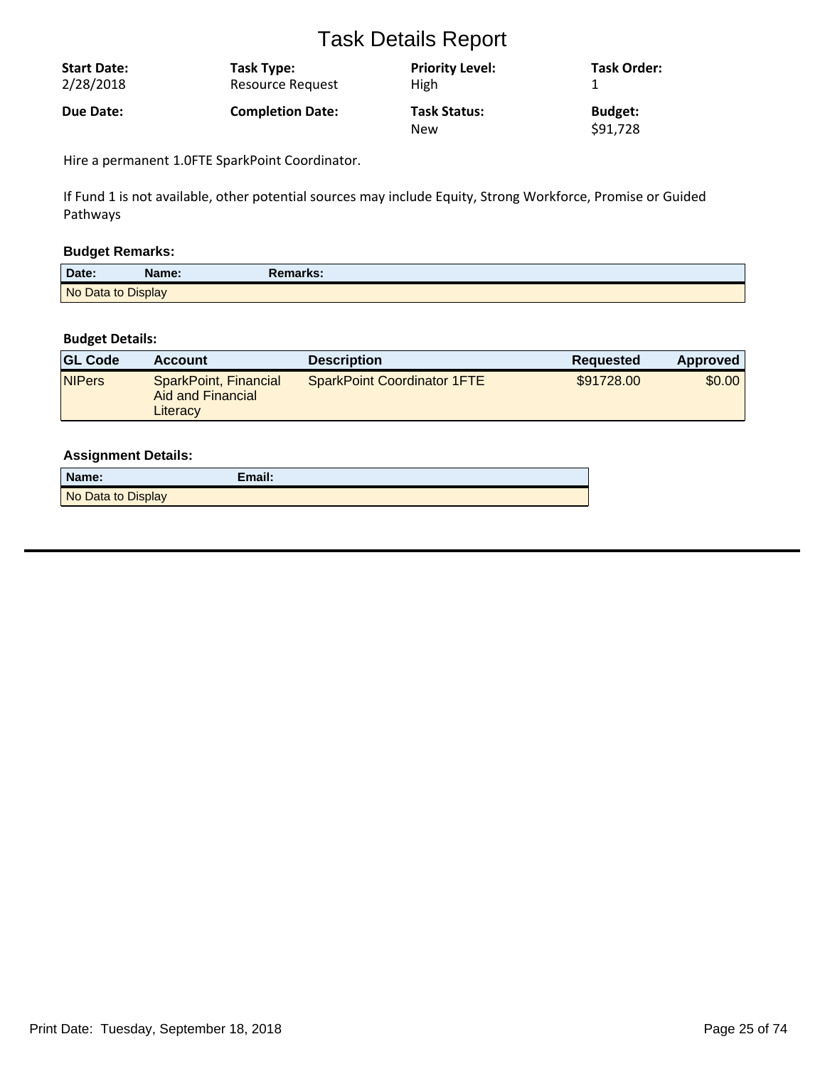# Task Details Report

| Start Date: | Task Type: | Priority Level: | Task Order: |
|---|---|---|---|
| 2/28/2018 | Resource Request | High | 1 |
| **Due Date:** | **Completion Date:** | **Task Status:** | **Budget:** |
| | | New | $91,728 |

Hire a permanent 1.0FTE SparkPoint Coordinator.

If Fund 1 is not available, other potential sources may include Equity, Strong Workforce, Promise or Guided Pathways

### Budget Remarks:

| Date: | Name: | Remarks: |
|---|---|---|
| No Data to Display | | |

### Budget Details:

| GL Code | Account | Description | Requested | Approved |
|---|---|---|---|---|
| NIPers | SparkPoint, Financial Aid and Financial Literacy | SparkPoint Coordinator 1FTE | $91728.00 | $0.00 |

### Assignment Details:

| Name: | Email: |
|---|---|
| No Data to Display | |

Print Date: Tuesday, September 18, 2018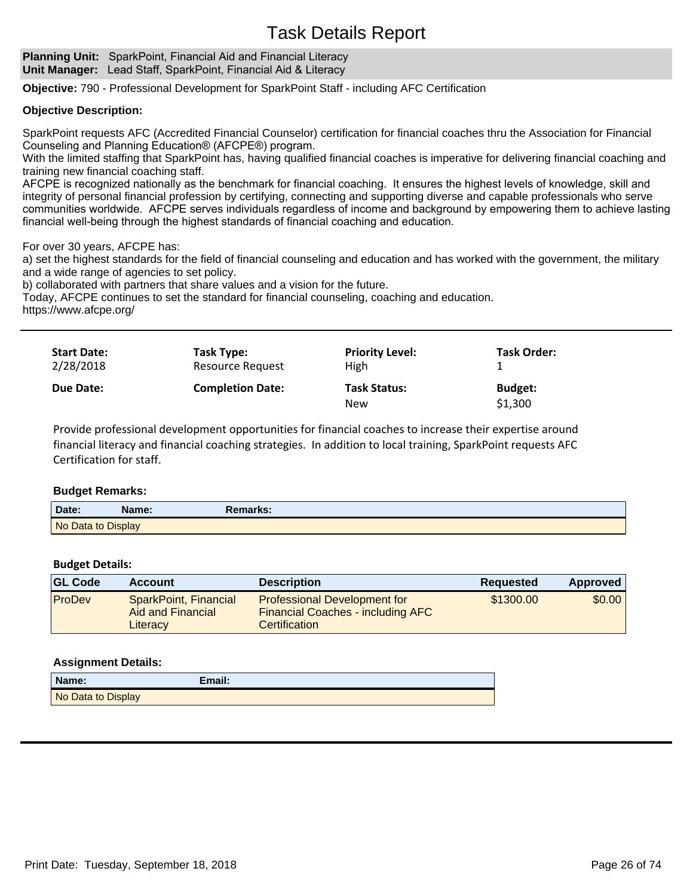# Task Details Report

**Planning Unit:** SparkPoint, Financial Aid and Financial Literacy
**Unit Manager:** Lead Staff, SparkPoint, Financial Aid & Literacy

**Objective:** 790 - Professional Development for SparkPoint Staff - including AFC Certification

**Objective Description:**

SparkPoint requests AFC (Accredited Financial Counselor) certification for financial coaches thru the Association for Financial Counseling and Planning Education® (AFCPE®) program.
With the limited staffing that SparkPoint has, having qualified financial coaches is imperative for delivering financial coaching and training new financial coaching staff.
AFCPE is recognized nationally as the benchmark for financial coaching. It ensures the highest levels of knowledge, skill and integrity of personal financial profession by certifying, connecting and supporting diverse and capable professionals who serve communities worldwide. AFCPE serves individuals regardless of income and background by empowering them to achieve lasting financial well-being through the highest standards of financial coaching and education.

For over 30 years, AFCPE has:
a) set the highest standards for the field of financial counseling and education and has worked with the government, the military and a wide range of agencies to set policy.
b) collaborated with partners that share values and a vision for the future.
Today, AFCPE continues to set the standard for financial counseling, coaching and education.
https://www.afcpe.org/

---

| **Start Date:** | **Task Type:** | **Priority Level:** | **Task Order:** |
|---|---|---|---|
| 2/28/2018 | Resource Request | High | 1 |
| **Due Date:** | **Completion Date:** | **Task Status:** | **Budget:** |
| | | New | $1,300 |

Provide professional development opportunities for financial coaches to increase their expertise around financial literacy and financial coaching strategies. In addition to local training, SparkPoint requests AFC Certification for staff.

**Budget Remarks:**

| Date: | Name: | Remarks: |
|---|---|---|
| No Data to Display | | |

**Budget Details:**

| GL Code | Account | Description | Requested | Approved |
|---|---|---|---|---|
| ProDev | SparkPoint, Financial Aid and Financial Literacy | Professional Development for Financial Coaches - including AFC Certification | $1300.00 | $0.00 |

**Assignment Details:**

| Name: | Email: |
|---|---|
| No Data to Display | |

Print Date: Tuesday, September 18, 2018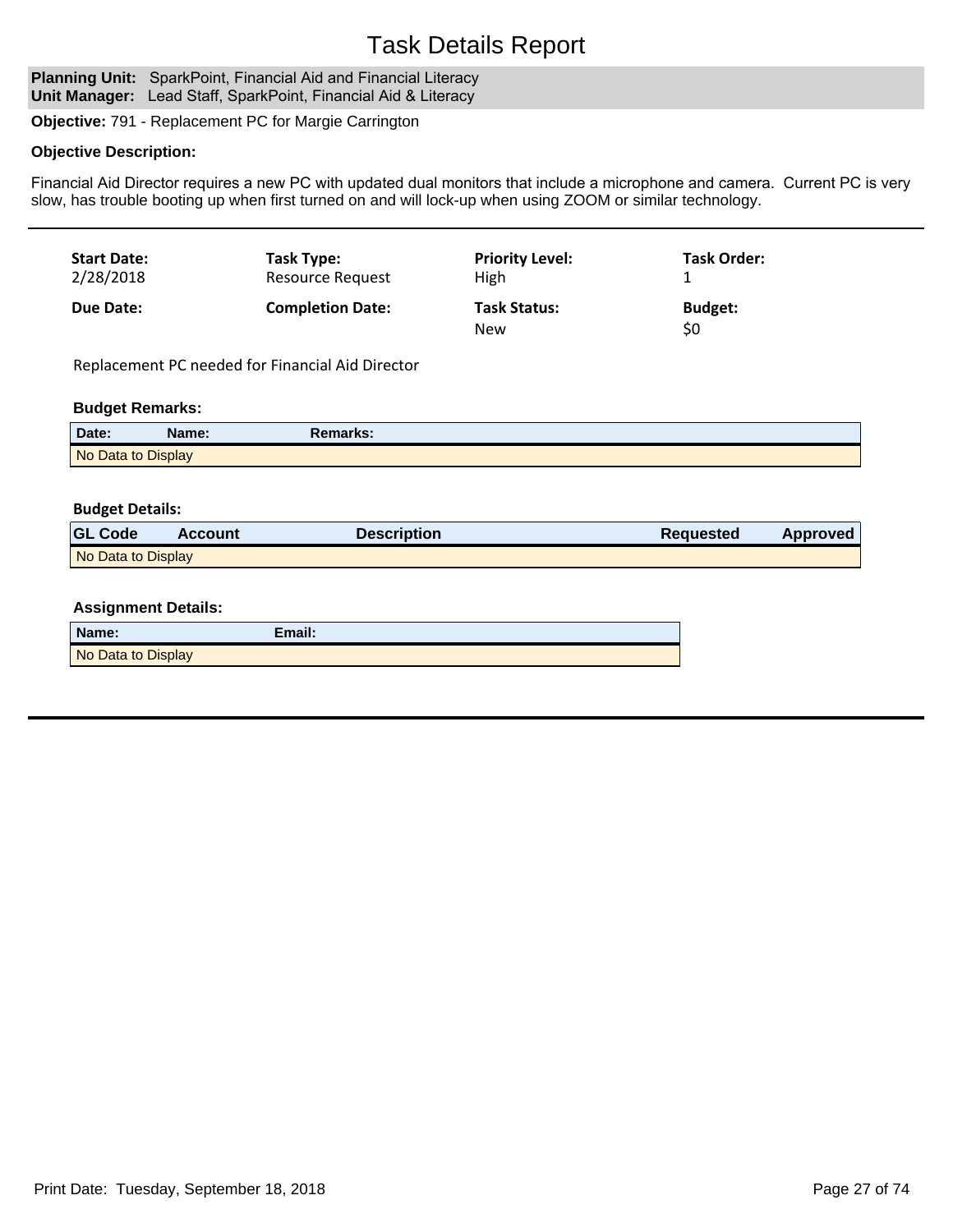# Task Details Report

**Planning Unit:** SparkPoint, Financial Aid and Financial Literacy
**Unit Manager:** Lead Staff, SparkPoint, Financial Aid & Literacy

**Objective:** 791 - Replacement PC for Margie Carrington

**Objective Description:**

Financial Aid Director requires a new PC with updated dual monitors that include a microphone and camera. Current PC is very slow, has trouble booting up when first turned on and will lock-up when using ZOOM or similar technology.

---

| **Start Date:** | **Task Type:** | **Priority Level:** | **Task Order:** |
|---|---|---|---|
| 2/28/2018 | Resource Request | High | 1 |
| **Due Date:** | **Completion Date:** | **Task Status:** | **Budget:** |
| | | New | $0 |

Replacement PC needed for Financial Aid Director

**Budget Remarks:**

| Date: | Name: | Remarks: |
|---|---|---|
| No Data to Display | | |

**Budget Details:**

| GL Code | Account | Description | Requested | Approved |
|---|---|---|---|---|
| No Data to Display | | | | |

**Assignment Details:**

| Name: | Email: |
|---|---|
| No Data to Display | |

---

Print Date: Tuesday, September 18, 2018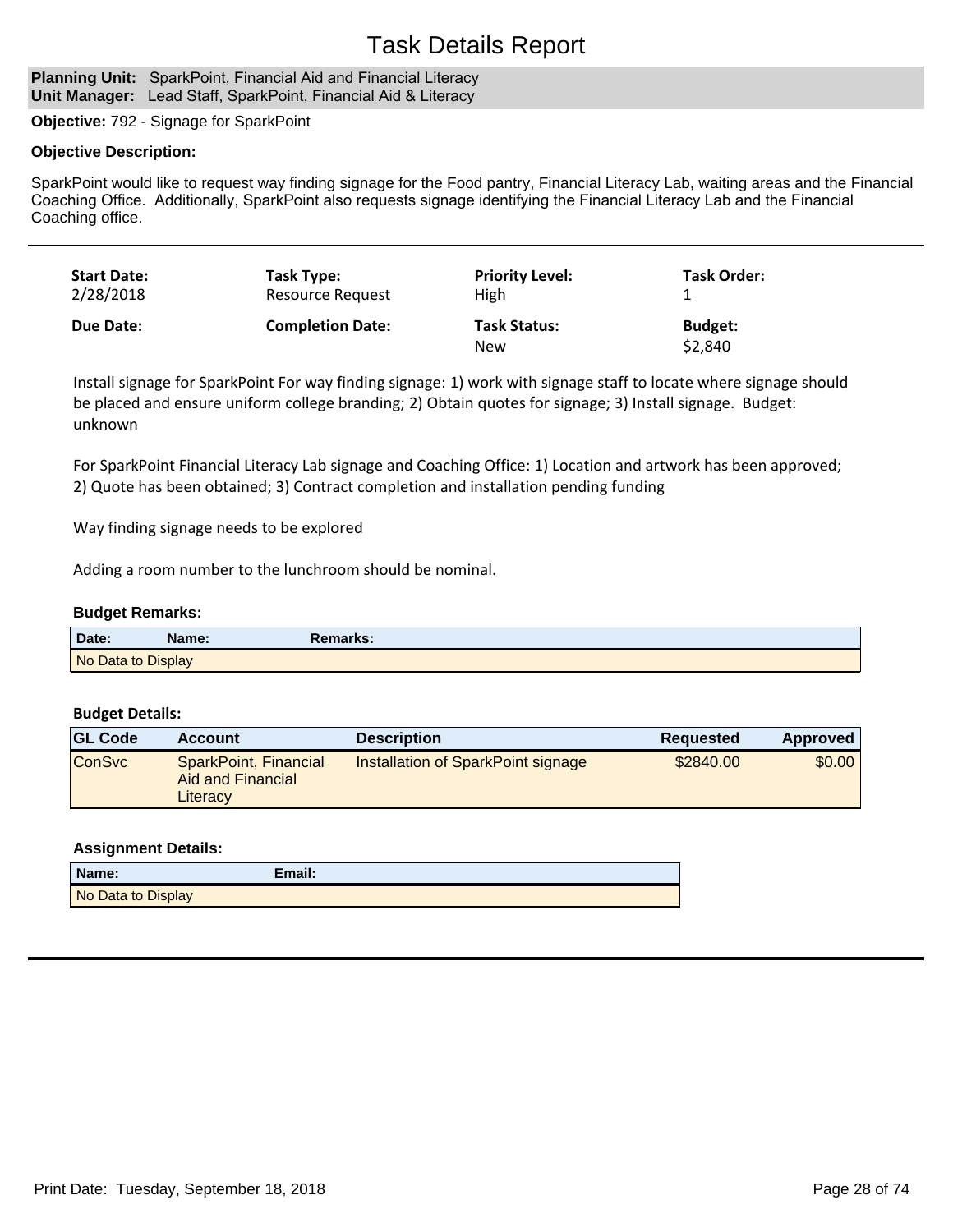# Task Details Report

**Planning Unit:** SparkPoint, Financial Aid and Financial Literacy
**Unit Manager:** Lead Staff, SparkPoint, Financial Aid & Literacy

**Objective:** 792 - Signage for SparkPoint

**Objective Description:**

SparkPoint would like to request way finding signage for the Food pantry, Financial Literacy Lab, waiting areas and the Financial Coaching Office. Additionally, SparkPoint also requests signage identifying the Financial Literacy Lab and the Financial Coaching office.

---

| Start Date: | Task Type: | Priority Level: | Task Order: |
|---|---|---|---|
| 2/28/2018 | Resource Request | High | 1 |
| **Due Date:** | **Completion Date:** | **Task Status:** | **Budget:** |
| | | New | $2,840 |

Install signage for SparkPoint For way finding signage: 1) work with signage staff to locate where signage should be placed and ensure uniform college branding; 2) Obtain quotes for signage; 3) Install signage. Budget: unknown

For SparkPoint Financial Literacy Lab signage and Coaching Office: 1) Location and artwork has been approved; 2) Quote has been obtained; 3) Contract completion and installation pending funding

Way finding signage needs to be explored

Adding a room number to the lunchroom should be nominal.

**Budget Remarks:**

| Date: | Name: | Remarks: |
|---|---|---|
| No Data to Display | | |

**Budget Details:**

| GL Code | Account | Description | Requested | Approved |
|---|---|---|---|---|
| ConSvc | SparkPoint, Financial Aid and Financial Literacy | Installation of SparkPoint signage | $2840.00 | $0.00 |

**Assignment Details:**

| Name: | Email: |
|---|---|
| No Data to Display | |

---

Print Date: Tuesday, September 18, 2018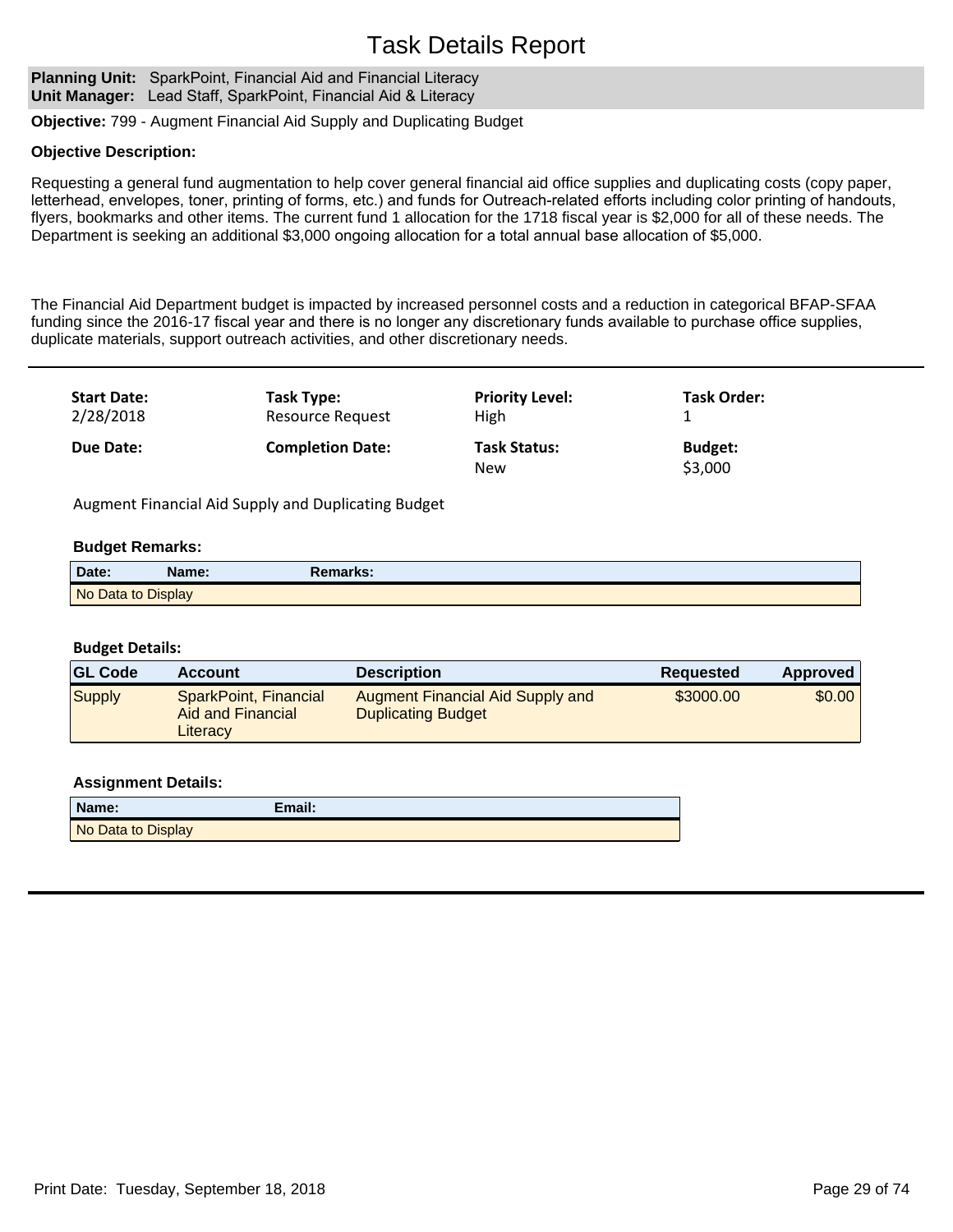# Task Details Report

**Planning Unit:** SparkPoint, Financial Aid and Financial Literacy
**Unit Manager:** Lead Staff, SparkPoint, Financial Aid & Literacy

**Objective:** 799 - Augment Financial Aid Supply and Duplicating Budget

**Objective Description:**

Requesting a general fund augmentation to help cover general financial aid office supplies and duplicating costs (copy paper, letterhead, envelopes, toner, printing of forms, etc.) and funds for Outreach-related efforts including color printing of handouts, flyers, bookmarks and other items. The current fund 1 allocation for the 1718 fiscal year is $2,000 for all of these needs. The Department is seeking an additional $3,000 ongoing allocation for a total annual base allocation of $5,000.

The Financial Aid Department budget is impacted by increased personnel costs and a reduction in categorical BFAP-SFAA funding since the 2016-17 fiscal year and there is no longer any discretionary funds available to purchase office supplies, duplicate materials, support outreach activities, and other discretionary needs.

---

| **Start Date:** | **Task Type:** | **Priority Level:** | **Task Order:** |
|---|---|---|---|
| 2/28/2018 | Resource Request | High | 1 |
| **Due Date:** | **Completion Date:** | **Task Status:** | **Budget:** |
| | | New | $3,000 |

Augment Financial Aid Supply and Duplicating Budget

**Budget Remarks:**

| Date: | Name: | Remarks: |
|---|---|---|
| No Data to Display | | |

**Budget Details:**

| GL Code | Account | Description | Requested | Approved |
|---|---|---|---|---|
| Supply | SparkPoint, Financial Aid and Financial Literacy | Augment Financial Aid Supply and Duplicating Budget | $3000.00 | $0.00 |

**Assignment Details:**

| Name: | Email: |
|---|---|
| No Data to Display | |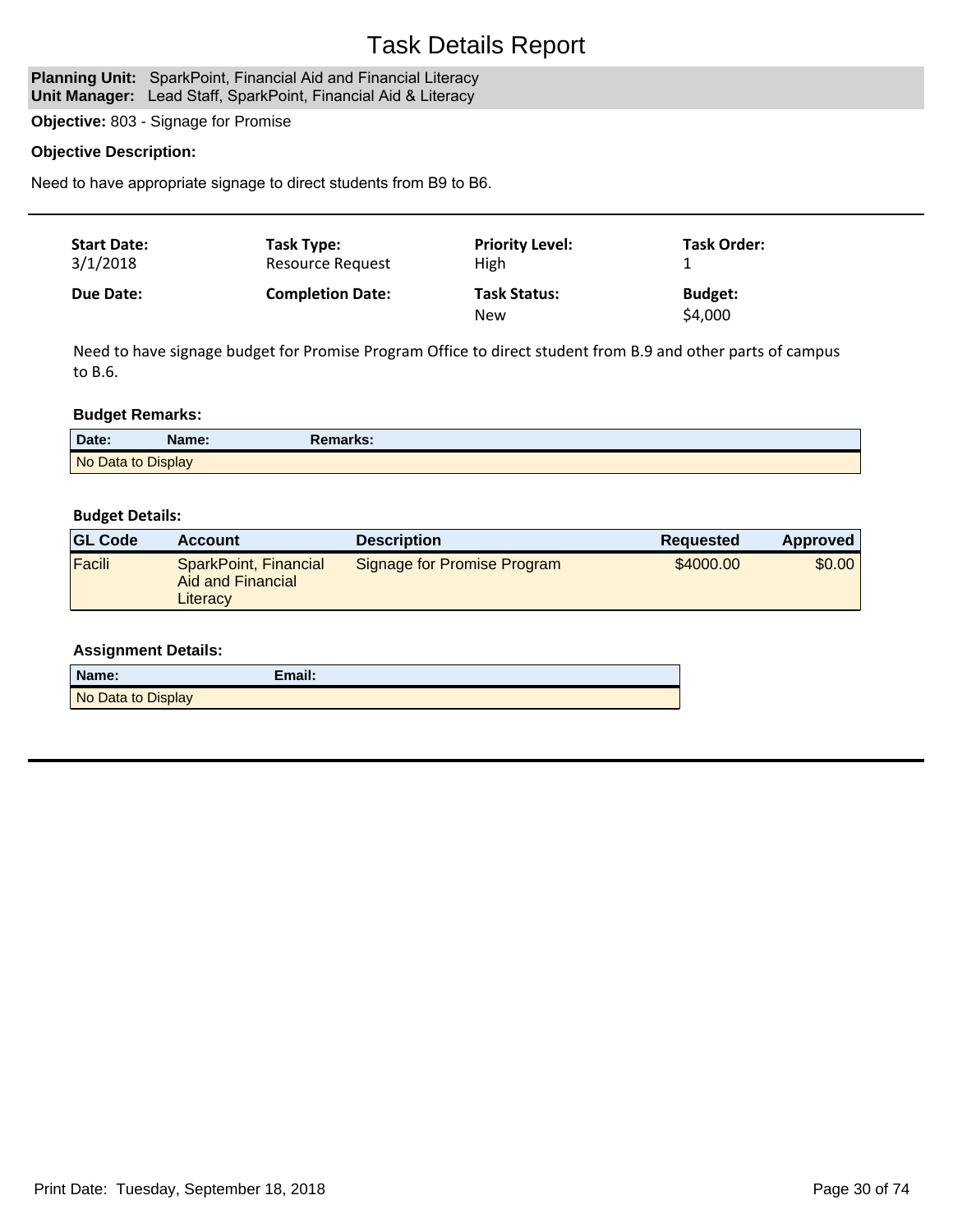# Task Details Report

**Planning Unit:** SparkPoint, Financial Aid and Financial Literacy
**Unit Manager:** Lead Staff, SparkPoint, Financial Aid & Literacy

**Objective:** 803 - Signage for Promise

**Objective Description:**

Need to have appropriate signage to direct students from B9 to B6.

---

| **Start Date:** | **Task Type:** | **Priority Level:** | **Task Order:** |
|---|---|---|---|
| 3/1/2018 | Resource Request | High | 1 |
| **Due Date:** | **Completion Date:** | **Task Status:** | **Budget:** |
| | | New | $4,000 |

Need to have signage budget for Promise Program Office to direct student from B.9 and other parts of campus to B.6.

**Budget Remarks:**

| Date: | Name: | Remarks: |
|---|---|---|
| No Data to Display | | |

**Budget Details:**

| GL Code | Account | Description | Requested | Approved |
|---|---|---|---|---|
| Facili | SparkPoint, Financial Aid and Financial Literacy | Signage for Promise Program | $4000.00 | $0.00 |

**Assignment Details:**

| Name: | Email: |
|---|---|
| No Data to Display | |

---

Print Date: Tuesday, September 18, 2018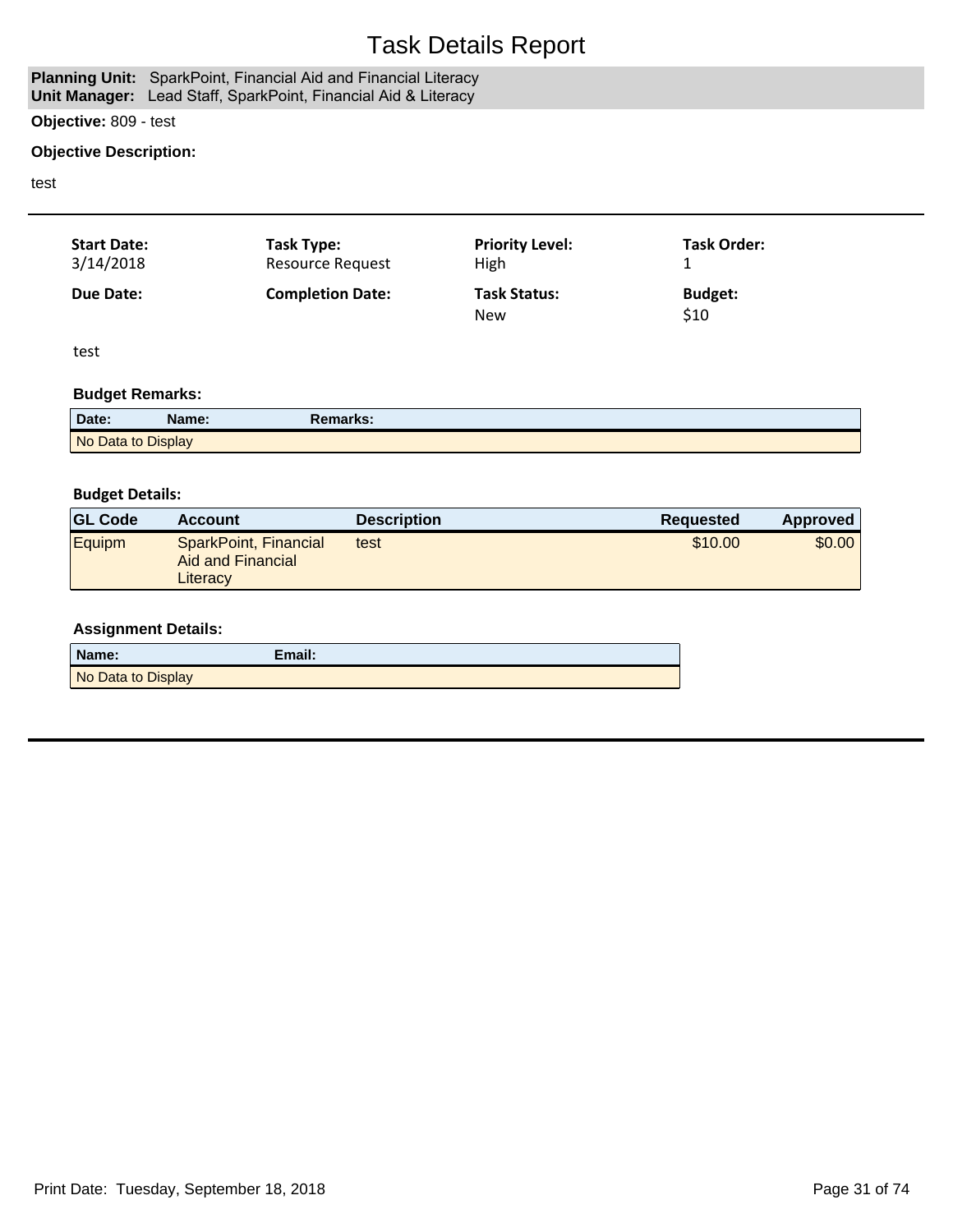# Task Details Report

**Planning Unit:** SparkPoint, Financial Aid and Financial Literacy
**Unit Manager:** Lead Staff, SparkPoint, Financial Aid & Literacy

**Objective:** 809 - test

**Objective Description:**

test

---

| | | | |
|---|---|---|---|
| **Start Date:** 3/14/2018 | **Task Type:** Resource Request | **Priority Level:** High | **Task Order:** 1 |
| **Due Date:** | **Completion Date:** | **Task Status:** New | **Budget:** $10 |

test

**Budget Remarks:**

| Date: | Name: | Remarks: |
|---|---|---|
| No Data to Display | | |

**Budget Details:**

| GL Code | Account | Description | Requested | Approved |
|---|---|---|---|---|
| Equipm | SparkPoint, Financial Aid and Financial Literacy | test | $10.00 | $0.00 |

**Assignment Details:**

| Name: | Email: |
|---|---|
| No Data to Display | |

---